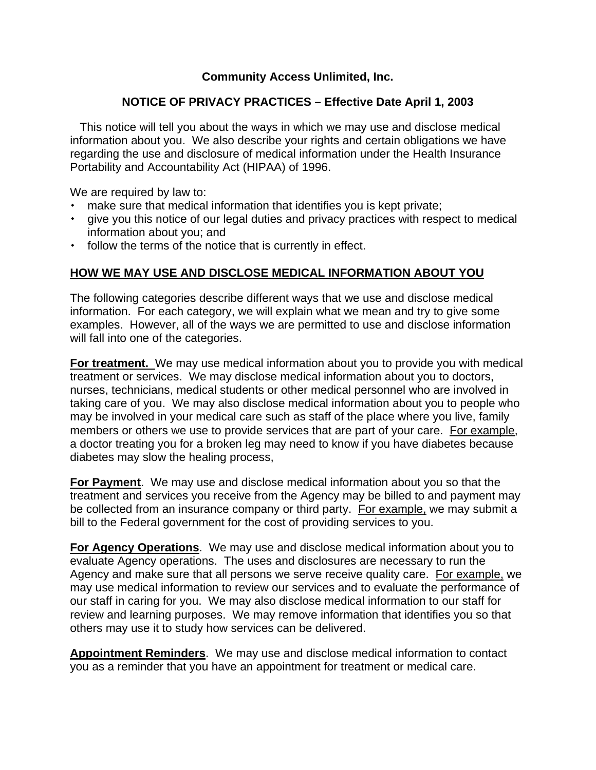**Community Access Unlimited, Inc.**

**NOTICE OF PRIVACY PRACTICES – Effective Date April 1, 2003**

This notice will tell you about the ways in which we may use and disclose medical information about you. We also describe your rights and certain obligations we have regarding the use and disclosure of medical information under the Health Insurance Portability and Accountability Act (HIPAA) of 1996.

We are required by law to:

- make sure that medical information that identifies you is kept private;
- give you this notice of our legal duties and privacy practices with respect to medical information about you; and
- follow the terms of the notice that is currently in effect.

## HOW WE MAY USE AND DISCLOSE MEDICAL INFORMATION ABOUT YOU

The following categories describe different ways that we use and disclose medical information. For each category, we will explain what we mean and try to give some examples. However, all of the ways we are permitted to use and disclose information will fall into one of the categories.

**For treatment.** We may use medical information about you to provide you with medical treatment or services. We may disclose medical information about you to doctors, nurses, technicians, medical students or other medical personnel who are involved in taking care of you. We may also disclose medical information about you to people who may be involved in your medical care such as staff of the place where you live, family members or others we use to provide services that are part of your care. For example, a doctor treating you for a broken leg may need to know if you have diabetes because diabetes may slow the healing process,

**For Payment**. We may use and disclose medical information about you so that the treatment and services you receive from the Agency may be billed to and payment may be collected from an insurance company or third party. For example, we may submit a bill to the Federal government for the cost of providing services to you.

**For Agency Operations**. We may use and disclose medical information about you to evaluate Agency operations. The uses and disclosures are necessary to run the Agency and make sure that all persons we serve receive quality care. For example, we may use medical information to review our services and to evaluate the performance of our staff in caring for you. We may also disclose medical information to our staff for review and learning purposes. We may remove information that identifies you so that others may use it to study how services can be delivered.

**Appointment Reminders**. We may use and disclose medical information to contact you as a reminder that you have an appointment for treatment or medical care.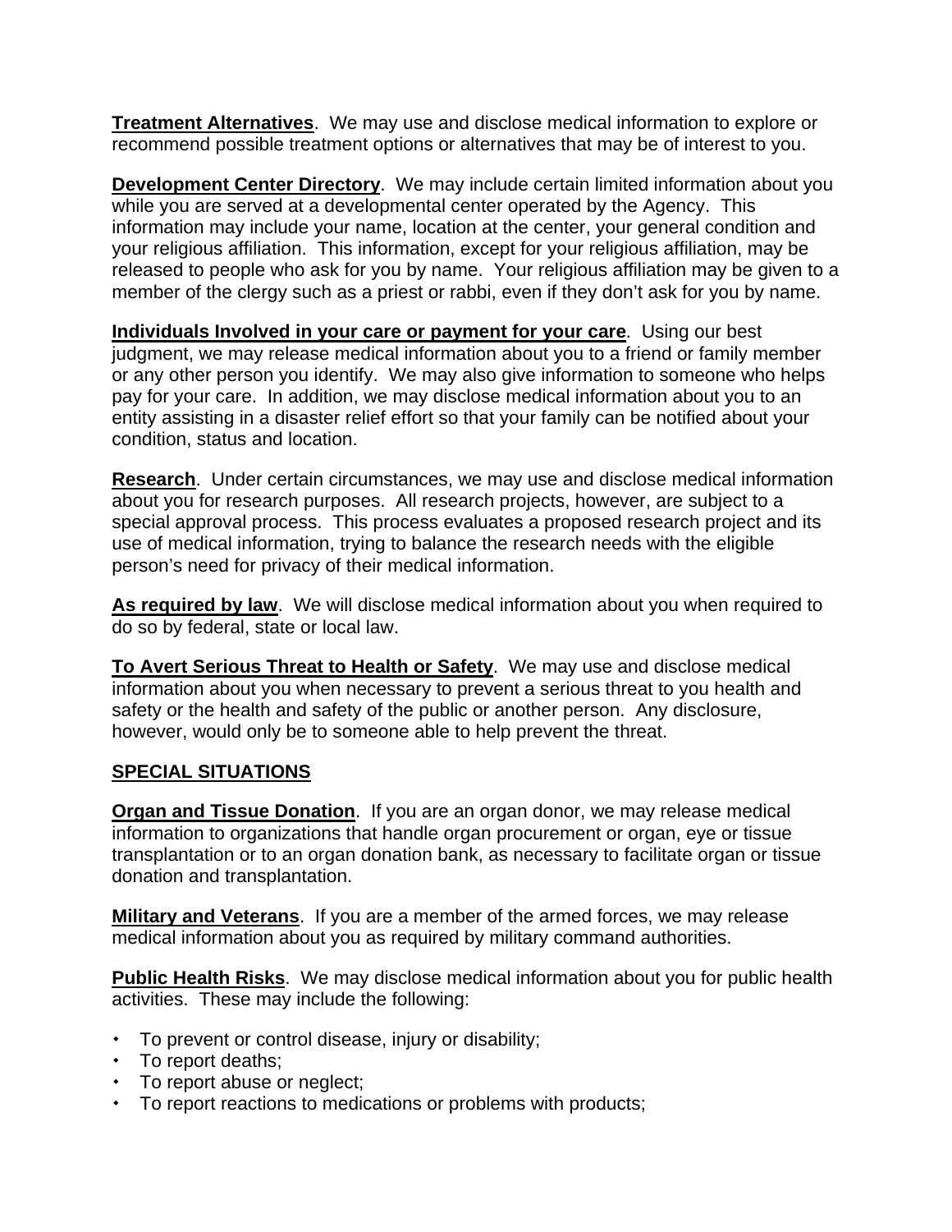**Treatment Alternatives**. We may use and disclose medical information to explore or recommend possible treatment options or alternatives that may be of interest to you.

**Development Center Directory**. We may include certain limited information about you while you are served at a developmental center operated by the Agency. This information may include your name, location at the center, your general condition and your religious affiliation. This information, except for your religious affiliation, may be released to people who ask for you by name. Your religious affiliation may be given to a member of the clergy such as a priest or rabbi, even if they don't ask for you by name.

**Individuals Involved in your care or payment for your care**. Using our best judgment, we may release medical information about you to a friend or family member or any other person you identify. We may also give information to someone who helps pay for your care. In addition, we may disclose medical information about you to an entity assisting in a disaster relief effort so that your family can be notified about your condition, status and location.

**Research**. Under certain circumstances, we may use and disclose medical information about you for research purposes. All research projects, however, are subject to a special approval process. This process evaluates a proposed research project and its use of medical information, trying to balance the research needs with the eligible person's need for privacy of their medical information.

**As required by law**. We will disclose medical information about you when required to do so by federal, state or local law.

**To Avert Serious Threat to Health or Safety**. We may use and disclose medical information about you when necessary to prevent a serious threat to you health and safety or the health and safety of the public or another person. Any disclosure, however, would only be to someone able to help prevent the threat.

## SPECIAL SITUATIONS

**Organ and Tissue Donation**. If you are an organ donor, we may release medical information to organizations that handle organ procurement or organ, eye or tissue transplantation or to an organ donation bank, as necessary to facilitate organ or tissue donation and transplantation.

**Military and Veterans**. If you are a member of the armed forces, we may release medical information about you as required by military command authorities.

**Public Health Risks**. We may disclose medical information about you for public health activities. These may include the following:

- To prevent or control disease, injury or disability;
- To report deaths;
- To report abuse or neglect;
- To report reactions to medications or problems with products;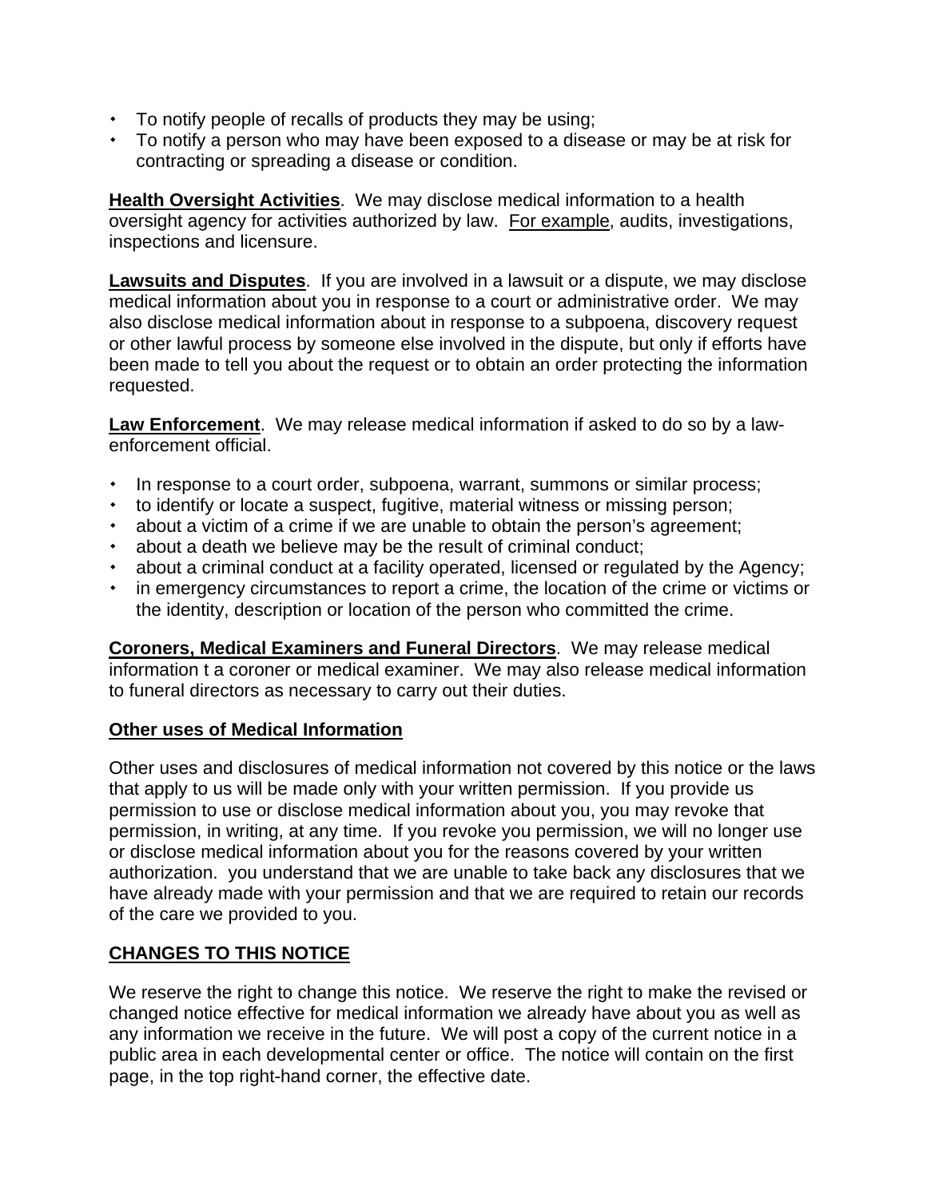- To notify people of recalls of products they may be using;
- To notify a person who may have been exposed to a disease or may be at risk for contracting or spreading a disease or condition.

**Health Oversight Activities**. We may disclose medical information to a health oversight agency for activities authorized by law. For example, audits, investigations, inspections and licensure.

**Lawsuits and Disputes**. If you are involved in a lawsuit or a dispute, we may disclose medical information about you in response to a court or administrative order. We may also disclose medical information about in response to a subpoena, discovery request or other lawful process by someone else involved in the dispute, but only if efforts have been made to tell you about the request or to obtain an order protecting the information requested.

**Law Enforcement**. We may release medical information if asked to do so by a law-enforcement official.

- In response to a court order, subpoena, warrant, summons or similar process;
- to identify or locate a suspect, fugitive, material witness or missing person;
- about a victim of a crime if we are unable to obtain the person's agreement;
- about a death we believe may be the result of criminal conduct;
- about a criminal conduct at a facility operated, licensed or regulated by the Agency;
- in emergency circumstances to report a crime, the location of the crime or victims or the identity, description or location of the person who committed the crime.

**Coroners, Medical Examiners and Funeral Directors**. We may release medical information t a coroner or medical examiner. We may also release medical information to funeral directors as necessary to carry out their duties.

**Other uses of Medical Information**

Other uses and disclosures of medical information not covered by this notice or the laws that apply to us will be made only with your written permission. If you provide us permission to use or disclose medical information about you, you may revoke that permission, in writing, at any time. If you revoke you permission, we will no longer use or disclose medical information about you for the reasons covered by your written authorization. you understand that we are unable to take back any disclosures that we have already made with your permission and that we are required to retain our records of the care we provided to you.

## CHANGES TO THIS NOTICE

We reserve the right to change this notice. We reserve the right to make the revised or changed notice effective for medical information we already have about you as well as any information we receive in the future. We will post a copy of the current notice in a public area in each developmental center or office. The notice will contain on the first page, in the top right-hand corner, the effective date.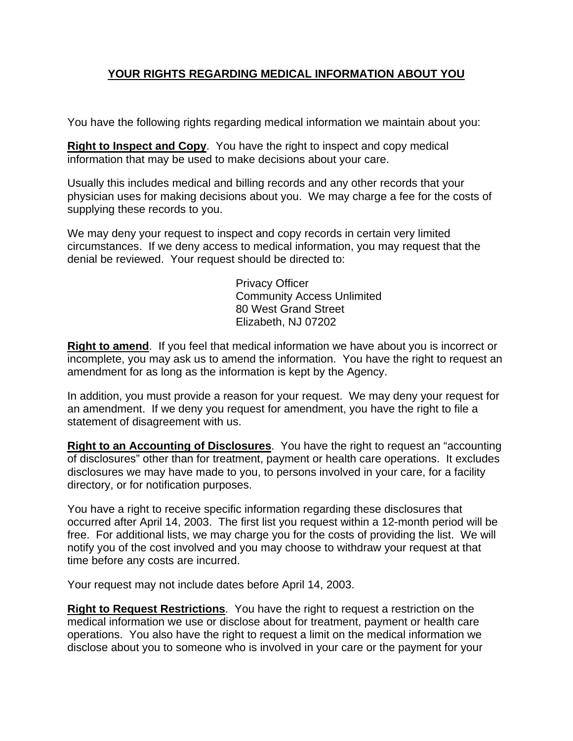## YOUR RIGHTS REGARDING MEDICAL INFORMATION ABOUT YOU

You have the following rights regarding medical information we maintain about you:

**Right to Inspect and Copy**. You have the right to inspect and copy medical information that may be used to make decisions about your care.

Usually this includes medical and billing records and any other records that your physician uses for making decisions about you. We may charge a fee for the costs of supplying these records to you.

We may deny your request to inspect and copy records in certain very limited circumstances. If we deny access to medical information, you may request that the denial be reviewed. Your request should be directed to:

Privacy Officer
Community Access Unlimited
80 West Grand Street
Elizabeth, NJ 07202

**Right to amend**. If you feel that medical information we have about you is incorrect or incomplete, you may ask us to amend the information. You have the right to request an amendment for as long as the information is kept by the Agency.

In addition, you must provide a reason for your request. We may deny your request for an amendment. If we deny you request for amendment, you have the right to file a statement of disagreement with us.

**Right to an Accounting of Disclosures**. You have the right to request an "accounting of disclosures" other than for treatment, payment or health care operations. It excludes disclosures we may have made to you, to persons involved in your care, for a facility directory, or for notification purposes.

You have a right to receive specific information regarding these disclosures that occurred after April 14, 2003. The first list you request within a 12-month period will be free. For additional lists, we may charge you for the costs of providing the list. We will notify you of the cost involved and you may choose to withdraw your request at that time before any costs are incurred.

Your request may not include dates before April 14, 2003.

**Right to Request Restrictions**. You have the right to request a restriction on the medical information we use or disclose about for treatment, payment or health care operations. You also have the right to request a limit on the medical information we disclose about you to someone who is involved in your care or the payment for your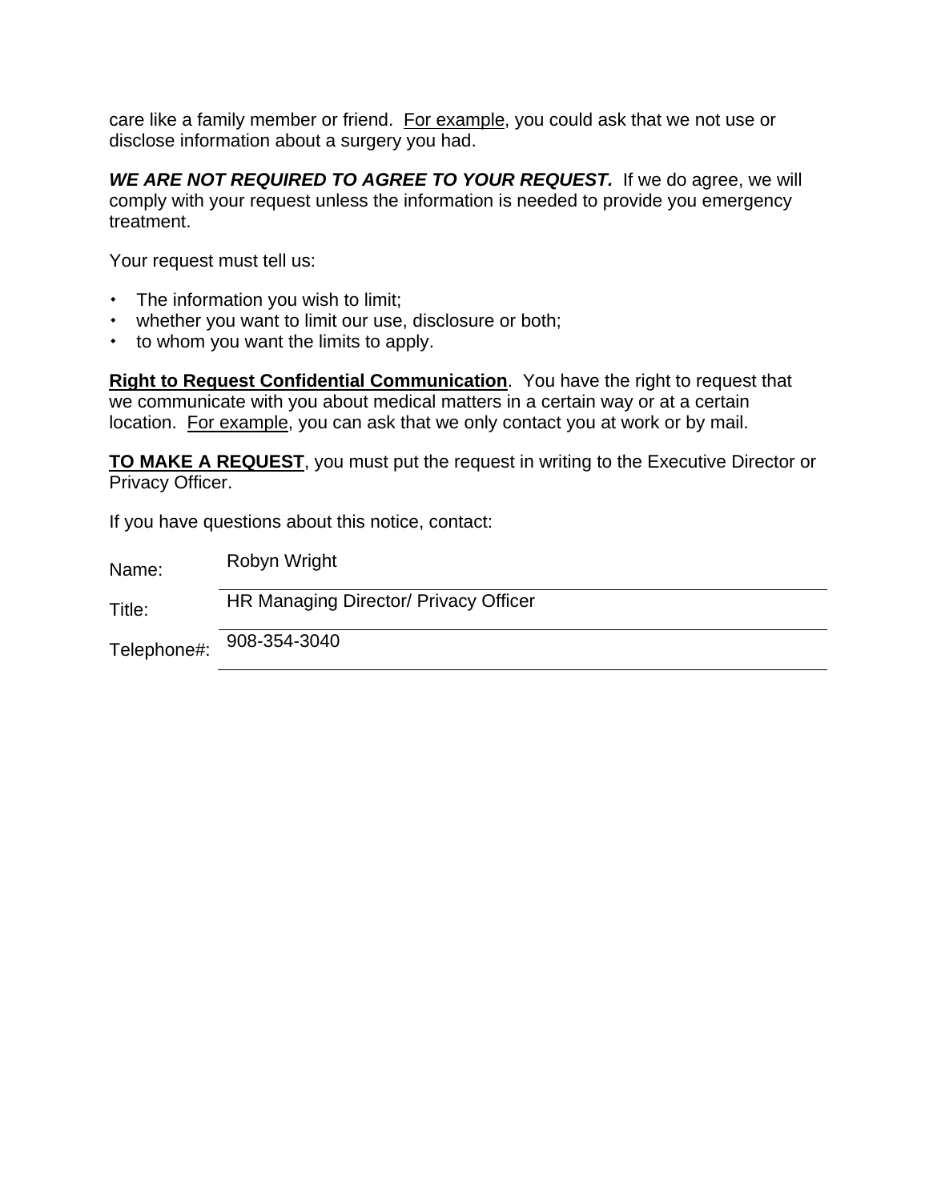care like a family member or friend. For example, you could ask that we not use or disclose information about a surgery you had.

***WE ARE NOT REQUIRED TO AGREE TO YOUR REQUEST.*** If we do agree, we will comply with your request unless the information is needed to provide you emergency treatment.

Your request must tell us:

- The information you wish to limit;
- whether you want to limit our use, disclosure or both;
- to whom you want the limits to apply.

**Right to Request Confidential Communication**. You have the right to request that we communicate with you about medical matters in a certain way or at a certain location. For example, you can ask that we only contact you at work or by mail.

**TO MAKE A REQUEST**, you must put the request in writing to the Executive Director or Privacy Officer.

If you have questions about this notice, contact:

| | |
|---|---|
| Name: | Robyn Wright |
| Title: | HR Managing Director/ Privacy Officer |
| Telephone#: | 908-354-3040 |